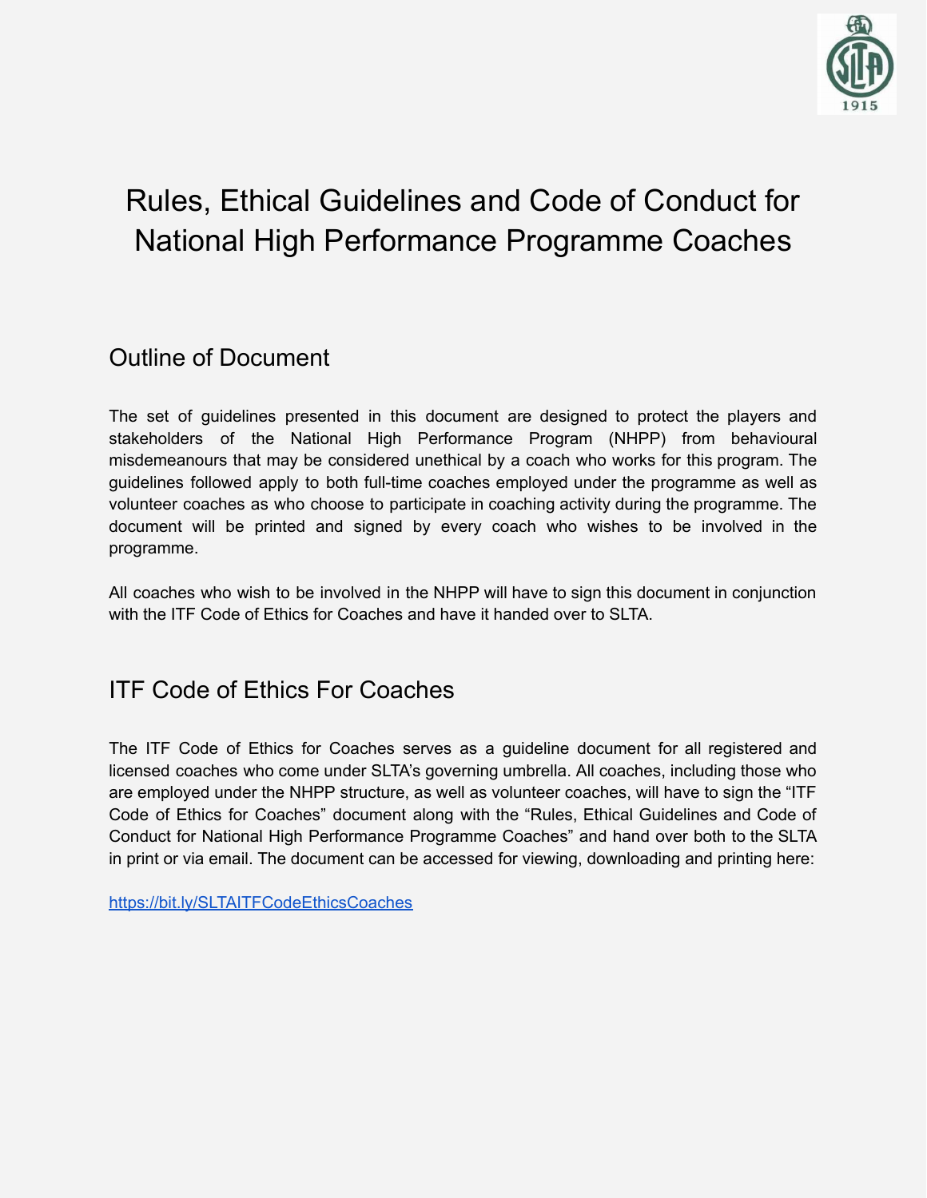# Rules, Ethical Guidelines and Code of Conduct for National High Performance Programme Coaches

## Outline of Document

The set of guidelines presented in this document are designed to protect the players and stakeholders of the National High Performance Program (NHPP) from behavioural misdemeanours that may be considered unethical by a coach who works for this program. The guidelines followed apply to both full-time coaches employed under the programme as well as volunteer coaches as who choose to participate in coaching activity during the programme. The document will be printed and signed by every coach who wishes to be involved in the programme.

All coaches who wish to be involved in the NHPP will have to sign this document in conjunction with the ITF Code of Ethics for Coaches and have it handed over to SLTA.

## ITF Code of Ethics For Coaches

The ITF Code of Ethics for Coaches serves as a guideline document for all registered and licensed coaches who come under SLTA's governing umbrella. All coaches, including those who are employed under the NHPP structure, as well as volunteer coaches, will have to sign the "ITF Code of Ethics for Coaches" document along with the "Rules, Ethical Guidelines and Code of Conduct for National High Performance Programme Coaches" and hand over both to the SLTA in print or via email. The document can be accessed for viewing, downloading and printing here:

https://bit.ly/SLTAITFCodeEthicsCoaches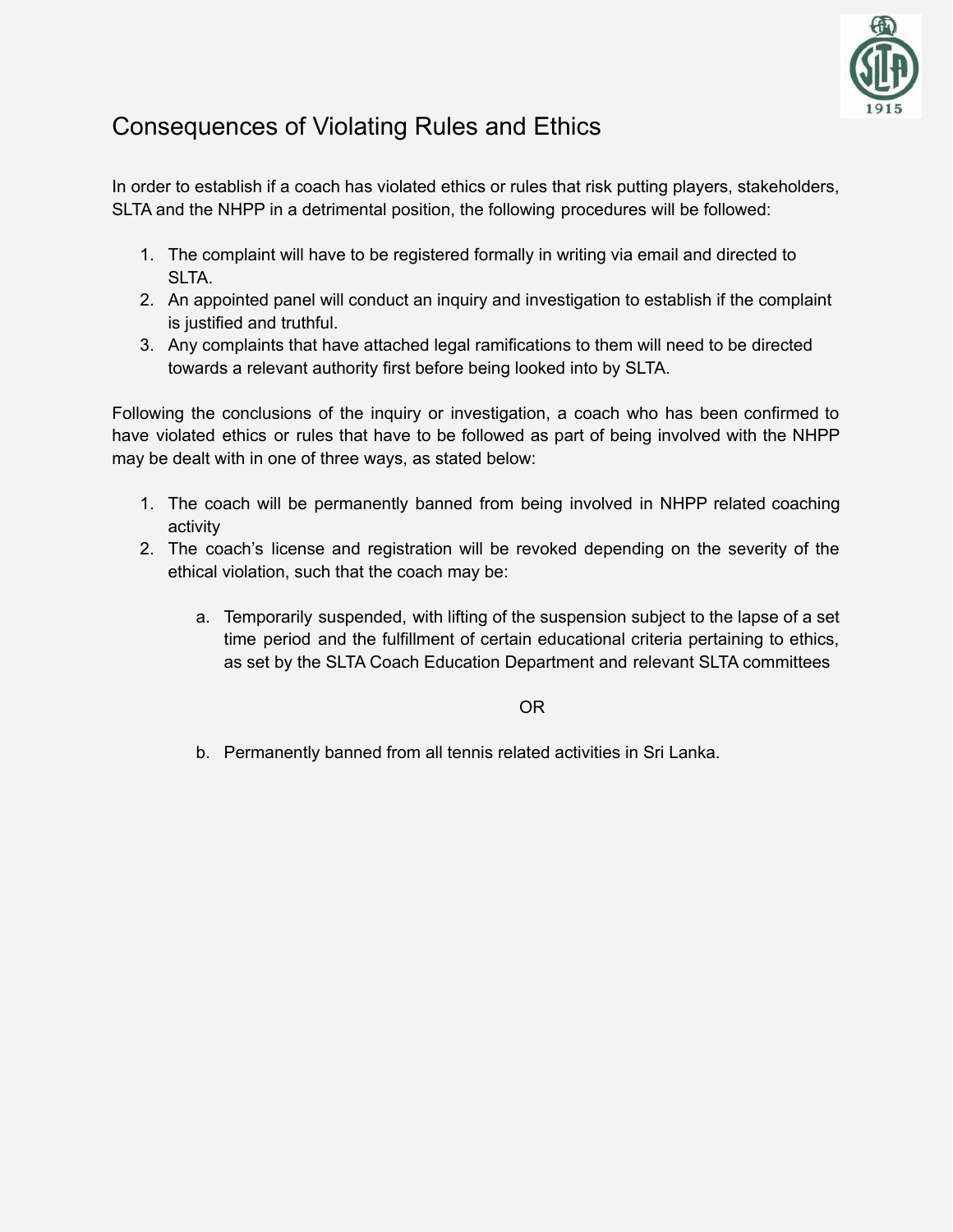# Consequences of Violating Rules and Ethics

In order to establish if a coach has violated ethics or rules that risk putting players, stakeholders, SLTA and the NHPP in a detrimental position, the following procedures will be followed:

1. The complaint will have to be registered formally in writing via email and directed to SLTA.
2. An appointed panel will conduct an inquiry and investigation to establish if the complaint is justified and truthful.
3. Any complaints that have attached legal ramifications to them will need to be directed towards a relevant authority first before being looked into by SLTA.

Following the conclusions of the inquiry or investigation, a coach who has been confirmed to have violated ethics or rules that have to be followed as part of being involved with the NHPP may be dealt with in one of three ways, as stated below:

1. The coach will be permanently banned from being involved in NHPP related coaching activity
2. The coach's license and registration will be revoked depending on the severity of the ethical violation, such that the coach may be:

    a. Temporarily suspended, with lifting of the suspension subject to the lapse of a set time period and the fulfillment of certain educational criteria pertaining to ethics, as set by the SLTA Coach Education Department and relevant SLTA committees

    OR

    b. Permanently banned from all tennis related activities in Sri Lanka.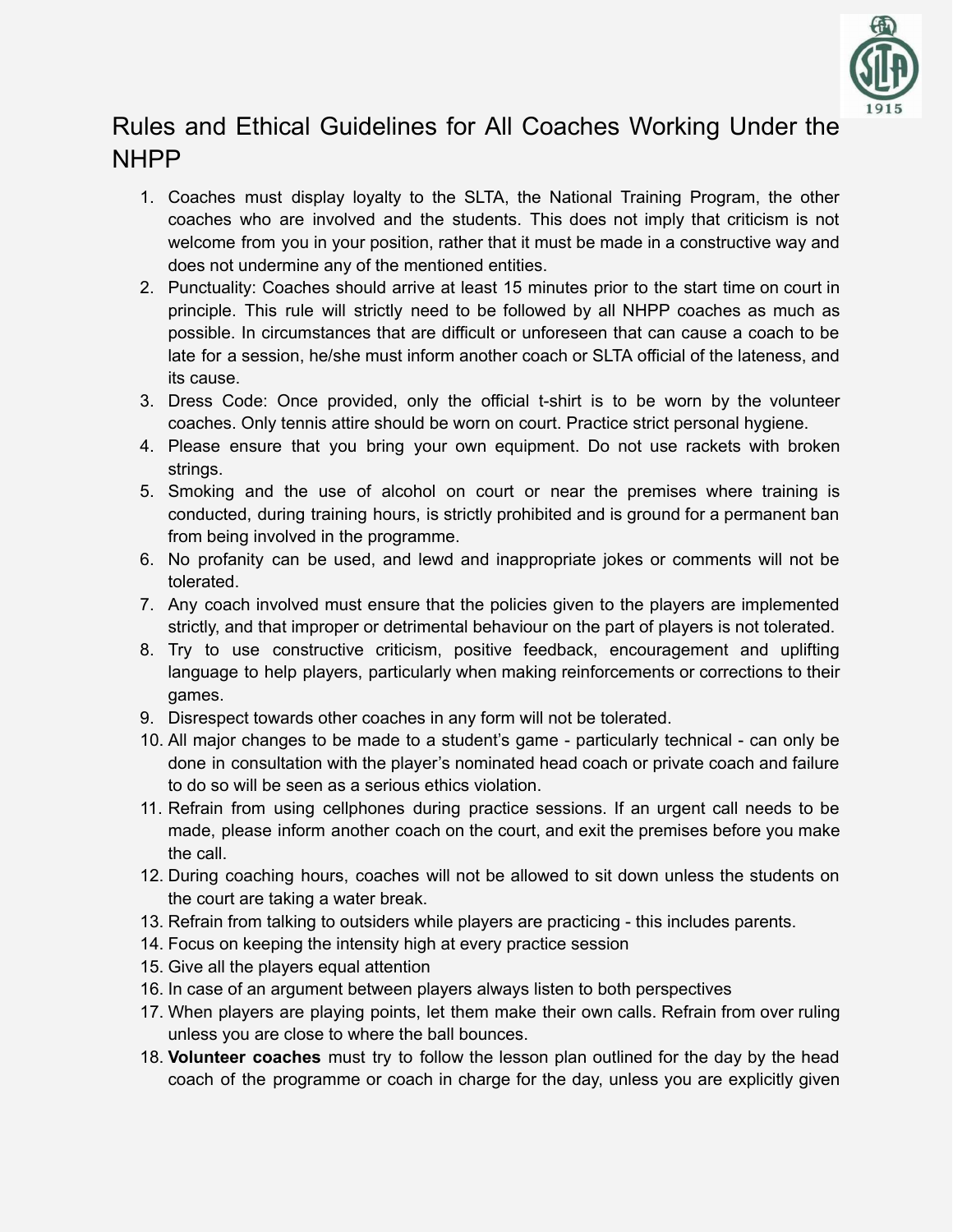# Rules and Ethical Guidelines for All Coaches Working Under the NHPP

1. Coaches must display loyalty to the SLTA, the National Training Program, the other coaches who are involved and the students. This does not imply that criticism is not welcome from you in your position, rather that it must be made in a constructive way and does not undermine any of the mentioned entities.
2. Punctuality: Coaches should arrive at least 15 minutes prior to the start time on court in principle. This rule will strictly need to be followed by all NHPP coaches as much as possible. In circumstances that are difficult or unforeseen that can cause a coach to be late for a session, he/she must inform another coach or SLTA official of the lateness, and its cause.
3. Dress Code: Once provided, only the official t-shirt is to be worn by the volunteer coaches. Only tennis attire should be worn on court. Practice strict personal hygiene.
4. Please ensure that you bring your own equipment. Do not use rackets with broken strings.
5. Smoking and the use of alcohol on court or near the premises where training is conducted, during training hours, is strictly prohibited and is ground for a permanent ban from being involved in the programme.
6. No profanity can be used, and lewd and inappropriate jokes or comments will not be tolerated.
7. Any coach involved must ensure that the policies given to the players are implemented strictly, and that improper or detrimental behaviour on the part of players is not tolerated.
8. Try to use constructive criticism, positive feedback, encouragement and uplifting language to help players, particularly when making reinforcements or corrections to their games.
9. Disrespect towards other coaches in any form will not be tolerated.
10. All major changes to be made to a student's game - particularly technical - can only be done in consultation with the player's nominated head coach or private coach and failure to do so will be seen as a serious ethics violation.
11. Refrain from using cellphones during practice sessions. If an urgent call needs to be made, please inform another coach on the court, and exit the premises before you make the call.
12. During coaching hours, coaches will not be allowed to sit down unless the students on the court are taking a water break.
13. Refrain from talking to outsiders while players are practicing - this includes parents.
14. Focus on keeping the intensity high at every practice session
15. Give all the players equal attention
16. In case of an argument between players always listen to both perspectives
17. When players are playing points, let them make their own calls. Refrain from over ruling unless you are close to where the ball bounces.
18. **Volunteer coaches** must try to follow the lesson plan outlined for the day by the head coach of the programme or coach in charge for the day, unless you are explicitly given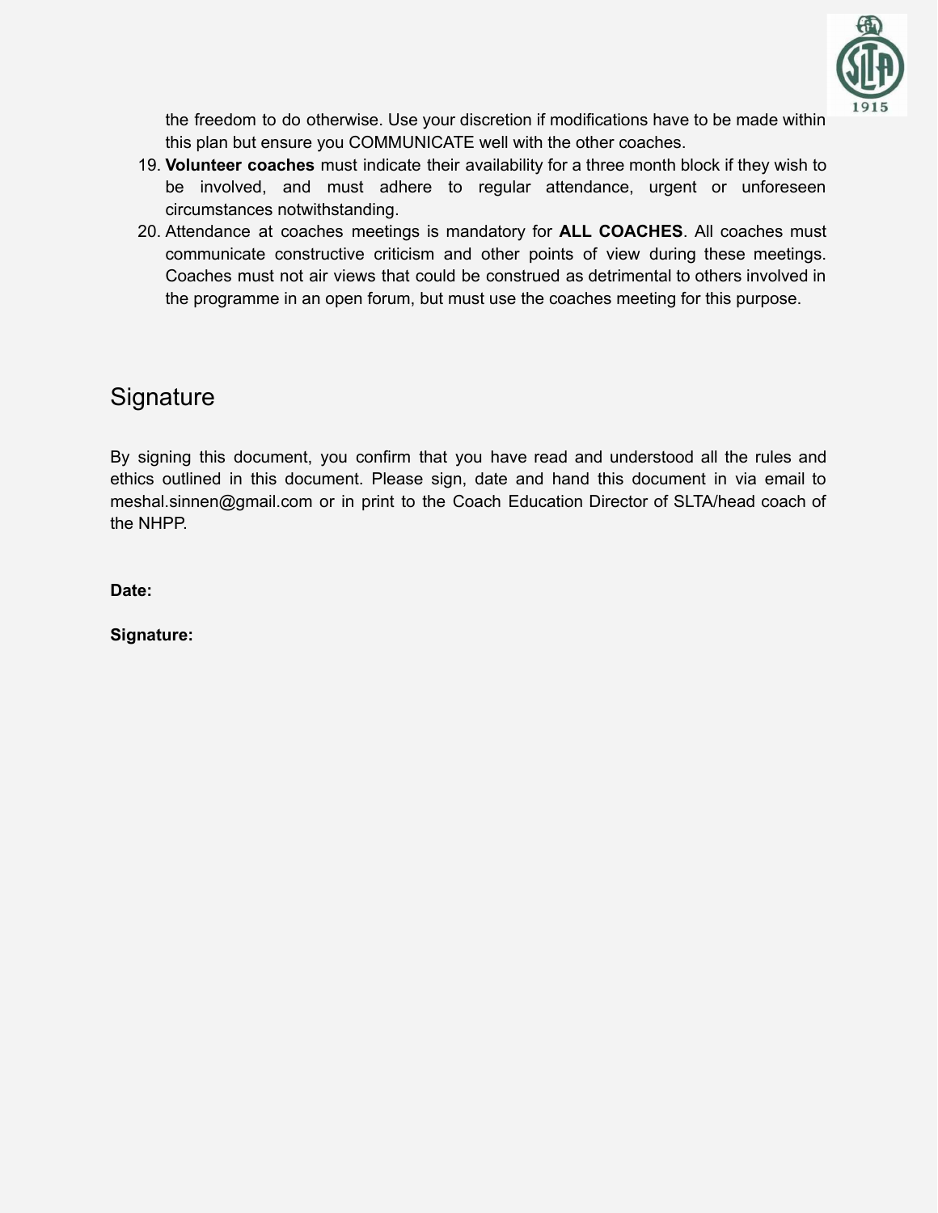the freedom to do otherwise. Use your discretion if modifications have to be made within this plan but ensure you COMMUNICATE well with the other coaches.

19. **Volunteer coaches** must indicate their availability for a three month block if they wish to be involved, and must adhere to regular attendance, urgent or unforeseen circumstances notwithstanding.
20. Attendance at coaches meetings is mandatory for **ALL COACHES**. All coaches must communicate constructive criticism and other points of view during these meetings. Coaches must not air views that could be construed as detrimental to others involved in the programme in an open forum, but must use the coaches meeting for this purpose.

## Signature

By signing this document, you confirm that you have read and understood all the rules and ethics outlined in this document. Please sign, date and hand this document in via email to meshal.sinnen@gmail.com or in print to the Coach Education Director of SLTA/head coach of the NHPP.

**Date:**

**Signature:**